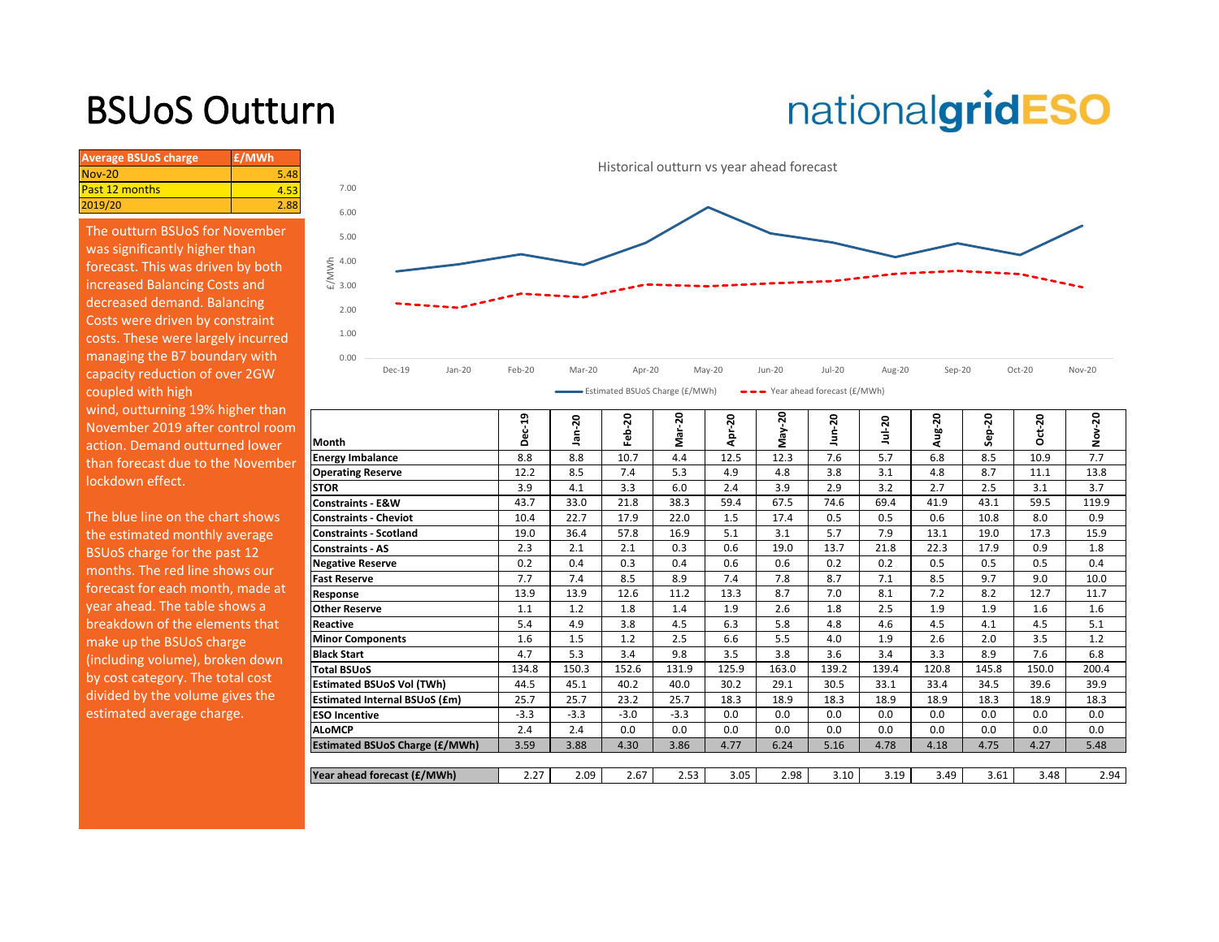# BSUoS Outturn

nationalgridESO

| Average BSUoS charge | £/MWh |
| --- | --- |
| Nov-20 | 5.48 |
| Past 12 months | 4.53 |
| 2019/20 | 2.88 |

The outturn BSUoS for November was significantly higher than forecast. This was driven by both increased Balancing Costs and decreased demand. Balancing Costs were driven by constraint costs. These were largely incurred managing the B7 boundary with capacity reduction of over 2GW coupled with high wind, outturning 19% higher than November 2019 after control room action. Demand outturned lower than forecast due to the November lockdown effect.

The blue line on the chart shows the estimated monthly average BSUoS charge for the past 12 months. The red line shows our forecast for each month, made at year ahead. The table shows a breakdown of the elements that make up the BSUoS charge (including volume), broken down by cost category. The total cost divided by the volume gives the estimated average charge.

Historical outturn vs year ahead forecast

Estimated BSUoS Charge (£/MWh) — Year ahead forecast (£/MWh)

| Month | Dec-19 | Jan-20 | Feb-20 | Mar-20 | Apr-20 | May-20 | Jun-20 | Jul-20 | Aug-20 | Sep-20 | Oct-20 | Nov-20 |
| --- | --- | --- | --- | --- | --- | --- | --- | --- | --- | --- | --- | --- |
| Energy Imbalance | 8.8 | 8.8 | 10.7 | 4.4 | 12.5 | 12.3 | 7.6 | 5.7 | 6.8 | 8.5 | 10.9 | 7.7 |
| Operating Reserve | 12.2 | 8.5 | 7.4 | 5.3 | 4.9 | 4.8 | 3.8 | 3.1 | 4.8 | 8.7 | 11.1 | 13.8 |
| STOR | 3.9 | 4.1 | 3.3 | 6.0 | 2.4 | 3.9 | 2.9 | 3.2 | 2.7 | 2.5 | 3.1 | 3.7 |
| Constraints - E&W | 43.7 | 33.0 | 21.8 | 38.3 | 59.4 | 67.5 | 74.6 | 69.4 | 41.9 | 43.1 | 59.5 | 119.9 |
| Constraints - Cheviot | 10.4 | 22.7 | 17.9 | 22.0 | 1.5 | 17.4 | 0.5 | 0.5 | 0.6 | 10.8 | 8.0 | 0.9 |
| Constraints - Scotland | 19.0 | 36.4 | 57.8 | 16.9 | 5.1 | 3.1 | 5.7 | 7.9 | 13.1 | 19.0 | 17.3 | 15.9 |
| Constraints - AS | 2.3 | 2.1 | 2.1 | 0.3 | 0.6 | 19.0 | 13.7 | 21.8 | 22.3 | 17.9 | 0.9 | 1.8 |
| Negative Reserve | 0.2 | 0.4 | 0.3 | 0.4 | 0.6 | 0.6 | 0.2 | 0.2 | 0.5 | 0.5 | 0.5 | 0.4 |
| Fast Reserve | 7.7 | 7.4 | 8.5 | 8.9 | 7.4 | 7.8 | 8.7 | 7.1 | 8.5 | 9.7 | 9.0 | 10.0 |
| Response | 13.9 | 13.9 | 12.6 | 11.2 | 13.3 | 8.7 | 7.0 | 8.1 | 7.2 | 8.2 | 12.7 | 11.7 |
| Other Reserve | 1.1 | 1.2 | 1.8 | 1.4 | 1.9 | 2.6 | 1.8 | 2.5 | 1.9 | 1.9 | 1.6 | 1.6 |
| Reactive | 5.4 | 4.9 | 3.8 | 4.5 | 6.3 | 5.8 | 4.8 | 4.6 | 4.5 | 4.1 | 4.5 | 5.1 |
| Minor Components | 1.6 | 1.5 | 1.2 | 2.5 | 6.6 | 5.5 | 4.0 | 1.9 | 2.6 | 2.0 | 3.5 | 1.2 |
| Black Start | 4.7 | 5.3 | 3.4 | 9.8 | 3.5 | 3.8 | 3.6 | 3.4 | 3.3 | 8.9 | 7.6 | 6.8 |
| Total BSUoS | 134.8 | 150.3 | 152.6 | 131.9 | 125.9 | 163.0 | 139.2 | 139.4 | 120.8 | 145.8 | 150.0 | 200.4 |
| Estimated BSUoS Vol (TWh) | 44.5 | 45.1 | 40.2 | 40.0 | 30.2 | 29.1 | 30.5 | 33.1 | 33.4 | 34.5 | 39.6 | 39.9 |
| Estimated Internal BSUoS (£m) | 25.7 | 25.7 | 23.2 | 25.7 | 18.3 | 18.9 | 18.3 | 18.9 | 18.9 | 18.3 | 18.9 | 18.3 |
| ESO Incentive | -3.3 | -3.3 | -3.0 | -3.3 | 0.0 | 0.0 | 0.0 | 0.0 | 0.0 | 0.0 | 0.0 | 0.0 |
| ALoMCP | 2.4 | 2.4 | 0.0 | 0.0 | 0.0 | 0.0 | 0.0 | 0.0 | 0.0 | 0.0 | 0.0 | 0.0 |
| Estimated BSUoS Charge (£/MWh) | 3.59 | 3.88 | 4.30 | 3.86 | 4.77 | 6.24 | 5.16 | 4.78 | 4.18 | 4.75 | 4.27 | 5.48 |
| Year ahead forecast (£/MWh) | 2.27 | 2.09 | 2.67 | 2.53 | 3.05 | 2.98 | 3.10 | 3.19 | 3.49 | 3.61 | 3.48 | 2.94 |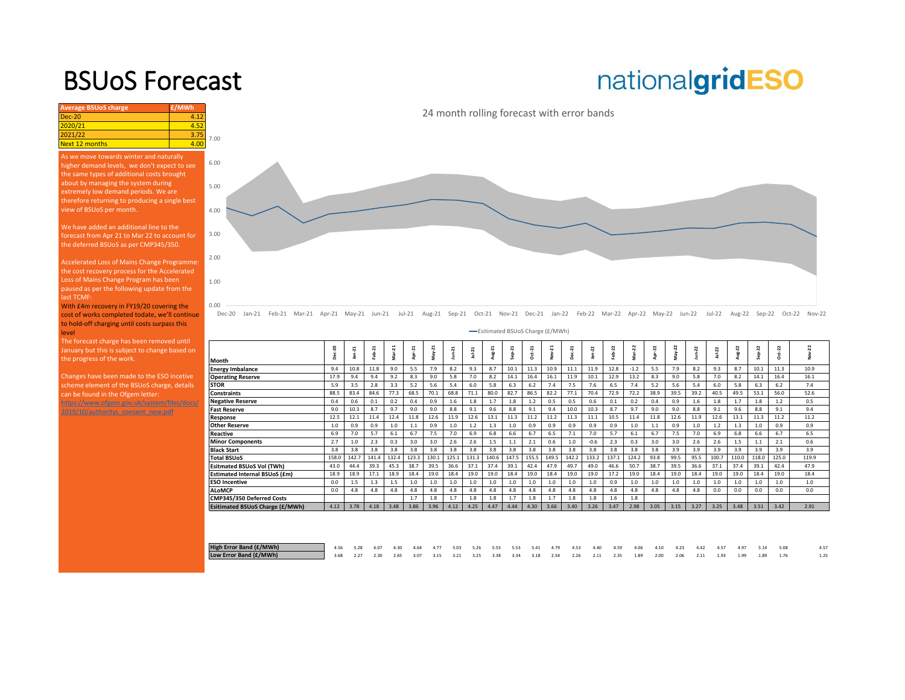# BSUoS Forecast

nationalgridESO

| Average BSUoS charge | £/MWh |
|---|---|
| Dec-20 | 4.12 |
| 2020/21 | 4.52 |
| 2021/22 | 3.75 |
| Next 12 months | 4.00 |

As we move towards winter and naturally higher demand levels, we don't expect to see the same types of additional costs brought about by managing the system during extremely low demand periods. We are therefore returning to producing a single best view of BSUoS per month.

We have added an additional line to the forecast from Apr 21 to Mar 22 to account for the deferred BSUoS as per CMP345/350.

Accelerated Loss of Mains Change Programme: the cost recovery process for the Accelerated Loss of Mains Change Program has been paused as per the following update from the last TCMF:

With £4m recovery in FY19/20 covering the cost of works completed todate, we'll continue to hold-off charging until costs surpass this level

The forecast charge has been removed until January but this is subject to change based on the progress of the work.

Changes have been made to the ESO incetive scheme element of the BSUoS charge, details can be found in the Ofgem letter: https://www.ofgem.gov.uk/system/files/docs/2019/10/authoritys_consent_new.pdf

24 month rolling forecast with error bands

Esitimated BSUoS Charge (£/MWh)

| Month | Dec-20 | Jan-21 | Feb-21 | Mar-21 | Apr-21 | May-21 | Jun-21 | Jul-21 | Aug-21 | Sep-21 | Oct-21 | Nov-21 | Dec-21 | Jan-22 | Feb-22 | Mar-22 | Apr-22 | May-22 | Jun-22 | Jul-22 | Aug-22 | Sep-22 | Oct-22 | Nov-22 |
|---|---|---|---|---|---|---|---|---|---|---|---|---|---|---|---|---|---|---|---|---|---|---|---|---|
| **Energy Imbalance** | 9.4 | 10.8 | 11.8 | 9.0 | 5.5 | 7.9 | 8.2 | 9.3 | 8.7 | 10.1 | 11.3 | 10.9 | 11.1 | 11.9 | 12.8 | -1.2 | 5.5 | 7.9 | 8.2 | 9.3 | 8.7 | 10.1 | 11.3 | 10.9 |
| **Operating Reserve** | 17.9 | 9.4 | 9.4 | 9.2 | 8.3 | 9.0 | 5.8 | 7.0 | 8.2 | 14.1 | 16.4 | 16.1 | 11.9 | 10.1 | 12.9 | 13.2 | 8.3 | 9.0 | 5.8 | 7.0 | 8.2 | 14.1 | 16.4 | 16.1 |
| **STOR** | 5.9 | 3.5 | 2.8 | 3.3 | 5.2 | 5.6 | 5.4 | 6.0 | 5.8 | 6.3 | 6.2 | 7.4 | 7.5 | 7.6 | 6.5 | 7.4 | 5.2 | 5.6 | 5.4 | 6.0 | 5.8 | 6.3 | 6.2 | 7.4 |
| **Constraints** | 88.5 | 83.4 | 84.6 | 77.3 | 68.5 | 70.1 | 68.8 | 71.1 | 80.0 | 82.7 | 86.5 | 82.2 | 77.1 | 70.4 | 72.9 | 72.2 | 38.9 | 39.5 | 39.2 | 40.5 | 49.5 | 53.1 | 56.0 | 52.6 |
| **Negative Reserve** | 0.4 | 0.6 | 0.1 | 0.2 | 0.4 | 0.9 | 1.6 | 1.8 | 1.7 | 1.8 | 1.2 | 0.5 | 0.5 | 0.6 | 0.1 | 0.2 | 0.4 | 0.9 | 1.6 | 1.8 | 1.7 | 1.8 | 1.2 | 0.5 |
| **Fast Reserve** | 9.0 | 10.3 | 8.7 | 9.7 | 9.0 | 9.0 | 8.8 | 9.1 | 9.6 | 8.8 | 9.1 | 9.4 | 10.0 | 10.3 | 8.7 | 9.7 | 9.0 | 9.0 | 8.8 | 9.1 | 9.6 | 8.8 | 9.1 | 9.4 |
| **Response** | 12.5 | 12.1 | 11.4 | 12.4 | 11.8 | 12.6 | 11.9 | 12.6 | 13.1 | 11.3 | 11.2 | 11.2 | 11.3 | 11.1 | 10.5 | 11.4 | 11.8 | 12.6 | 11.9 | 12.6 | 13.1 | 11.3 | 11.2 | 11.2 |
| **Other Reserve** | 1.0 | 0.9 | 0.9 | 1.0 | 1.1 | 0.9 | 1.0 | 1.2 | 1.3 | 1.0 | 0.9 | 0.9 | 0.9 | 0.9 | 0.9 | 1.0 | 1.1 | 0.9 | 1.0 | 1.2 | 1.3 | 1.0 | 0.9 | 0.9 |
| **Reactive** | 6.9 | 7.0 | 5.7 | 6.1 | 6.7 | 7.5 | 7.0 | 6.9 | 6.8 | 6.6 | 6.7 | 6.5 | 7.1 | 7.0 | 5.7 | 6.1 | 6.7 | 7.5 | 7.0 | 6.9 | 6.8 | 6.6 | 6.7 | 6.5 |
| **Minor Components** | 2.7 | 1.0 | 2.3 | 0.3 | 3.0 | 3.0 | 2.6 | 2.6 | 1.5 | 1.1 | 2.1 | 0.6 | 1.0 | -0.6 | 2.3 | 0.3 | 3.0 | 3.0 | 2.6 | 2.6 | 1.5 | 1.1 | 2.1 | 0.6 |
| **Black Start** | 3.8 | 3.8 | 3.8 | 3.8 | 3.8 | 3.8 | 3.8 | 3.8 | 3.8 | 3.8 | 3.8 | 3.8 | 3.8 | 3.8 | 3.8 | 3.8 | 3.8 | 3.9 | 3.9 | 3.9 | 3.9 | 3.9 | 3.9 | 3.9 |
| **Total BSUoS** | 158.0 | 142.7 | 141.4 | 132.4 | 123.3 | 130.1 | 125.1 | 131.3 | 140.6 | 147.5 | 155.5 | 149.5 | 142.2 | 133.2 | 137.1 | 124.2 | 93.8 | 99.5 | 95.5 | 100.7 | 110.0 | 118.0 | 125.0 | 119.9 |
| **Esitmated BSUoS Vol (TWh)** | 43.0 | 44.4 | 39.3 | 45.3 | 38.7 | 39.5 | 36.6 | 37.1 | 37.4 | 39.1 | 42.4 | 47.9 | 49.7 | 49.0 | 46.6 | 50.7 | 38.7 | 39.5 | 36.6 | 37.1 | 37.4 | 39.1 | 42.4 | 47.9 |
| **Estimated Internal BSUoS (£m)** | 18.9 | 18.9 | 17.1 | 18.9 | 18.4 | 19.0 | 18.4 | 19.0 | 19.0 | 18.4 | 19.0 | 18.4 | 19.0 | 19.0 | 17.2 | 19.0 | 18.4 | 19.0 | 18.4 | 19.0 | 19.0 | 18.4 | 19.0 | 18.4 |
| **ESO Incentive** | 0.0 | 1.5 | 1.3 | 1.5 | 1.0 | 1.0 | 1.0 | 1.0 | 1.0 | 1.0 | 1.0 | 1.0 | 1.0 | 1.0 | 0.9 | 1.0 | 1.0 | 1.0 | 1.0 | 1.0 | 1.0 | 1.0 | 1.0 | 1.0 |
| **ALoMCP** | 0.0 | 4.8 | 4.8 | 4.8 | 4.8 | 4.8 | 4.8 | 4.8 | 4.8 | 4.8 | 4.8 | 4.8 | 4.8 | 4.8 | 4.8 | 4.8 | 4.8 | 4.8 | 4.8 | 0.0 | 0.0 | 0.0 | 0.0 | 0.0 |
| **CMP345/350 Deferred Costs** | | | | | 1.7 | 1.8 | 1.7 | 1.8 | 1.8 | 1.7 | 1.8 | 1.7 | 1.8 | 1.8 | 1.6 | 1.8 | | | | | | | | |
| **Esitimated BSUoS Charge (£/MWh)** | 4.12 | 3.78 | 4.18 | 3.48 | 3.86 | 3.96 | 4.12 | 4.25 | 4.47 | 4.44 | 4.30 | 3.66 | 3.40 | 3.26 | 3.47 | 2.98 | 3.05 | 3.15 | 3.27 | 3.25 | 3.48 | 3.51 | 3.42 | 2.91 |
| **High Error Band (£/MWh)** | 4.56 | 5.28 | 6.07 | 4.30 | 4.64 | 4.77 | 5.03 | 5.26 | 5.55 | 5.53 | 5.41 | 4.79 | 4.53 | 4.40 | 4.59 | 4.06 | 4.10 | 4.23 | 4.42 | 4.57 | 4.97 | 5.14 | 5.08 | 4.57 |
| **Low Error Band (£/MWh)** | 3.68 | 2.27 | 2.30 | 2.65 | 3.07 | 3.15 | 3.21 | 3.25 | 3.38 | 3.34 | 3.18 | 2.54 | 2.26 | 2.11 | 2.35 | 1.89 | 2.00 | 2.06 | 2.11 | 1.93 | 1.99 | 1.89 | 1.76 | 1.25 |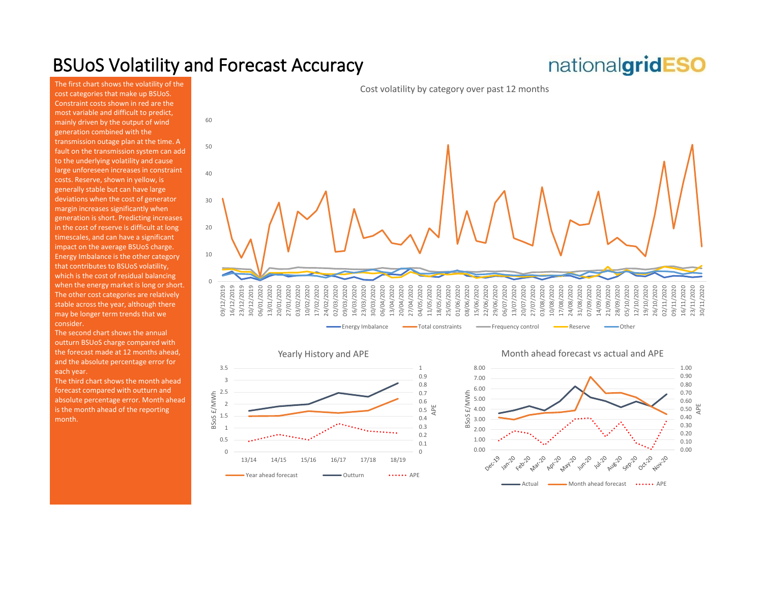# BSUoS Volatility and Forecast Accuracy

nationalgridESO

The first chart shows the volatility of the cost categories that make up BSUoS. Constraint costs shown in red are the most variable and difficult to predict, mainly driven by the output of wind generation combined with the transmission outage plan at the time. A fault on the transmission system can add to the underlying volatility and cause large unforeseen increases in constraint costs. Reserve, shown in yellow, is generally stable but can have large deviations when the cost of generator margin increases significantly when generation is short. Predicting increases in the cost of reserve is difficult at long timescales, and can have a significant impact on the average BSUoS charge. Energy Imbalance is the other category that contributes to BSUoS volatility, which is the cost of residual balancing when the energy market is long or short. The other cost categories are relatively stable across the year, although there may be longer term trends that we consider.

The second chart shows the annual outturn BSUoS charge compared with the forecast made at 12 months ahead, and the absolute percentage error for each year.

The third chart shows the month ahead forecast compared with outturn and absolute percentage error. Month ahead is the month ahead of the reporting month.

Cost volatility by category over past 12 months

60
50
40
30
20
10
0

09/12/2019 16/12/2019 23/12/2019 30/12/2019 06/01/2020 13/01/2020 20/01/2020 27/01/2020 03/02/2020 10/02/2020 17/02/2020 24/02/2020 02/03/2020 09/03/2020 16/03/2020 23/03/2020 30/03/2020 06/04/2020 13/04/2020 20/04/2020 27/04/2020 04/05/2020 11/05/2020 18/05/2020 25/05/2020 01/06/2020 08/06/2020 15/06/2020 22/06/2020 29/06/2020 06/07/2020 13/07/2020 20/07/2020 27/07/2020 03/08/2020 10/08/2020 17/08/2020 24/08/2020 31/08/2020 07/09/2020 14/09/2020 21/09/2020 28/09/2020 05/10/2020 12/10/2020 19/10/2020 26/10/2020 02/11/2020 09/11/2020 16/11/2020 23/11/2020 30/11/2020

Energy Imbalance, Total constraints, Frequency control, Reserve, Other

Yearly History and APE

BSoS £/MWh: 0, 0.5, 1, 1.5, 2, 2.5, 3, 3.5

APE: 0, 0.1, 0.2, 0.3, 0.4, 0.5, 0.6, 0.7, 0.8, 0.9, 1

13/14 14/15 15/16 16/17 17/18 18/19

Year ahead forecast, Outturn, APE

Month ahead forecast vs actual and APE

BSoS £/MWh: 0.00, 1.00, 2.00, 3.00, 4.00, 5.00, 6.00, 7.00, 8.00

APE: 0.00, 0.10, 0.20, 0.30, 0.40, 0.50, 0.60, 0.70, 0.80, 0.90, 1.00

Dec-19 Jan-20 Feb-20 Mar-20 Apr-20 May-20 Jun-20 Jul-20 Aug-20 Sep-20 Oct-20 Nov-20

Actual, Month ahead forecast, APE